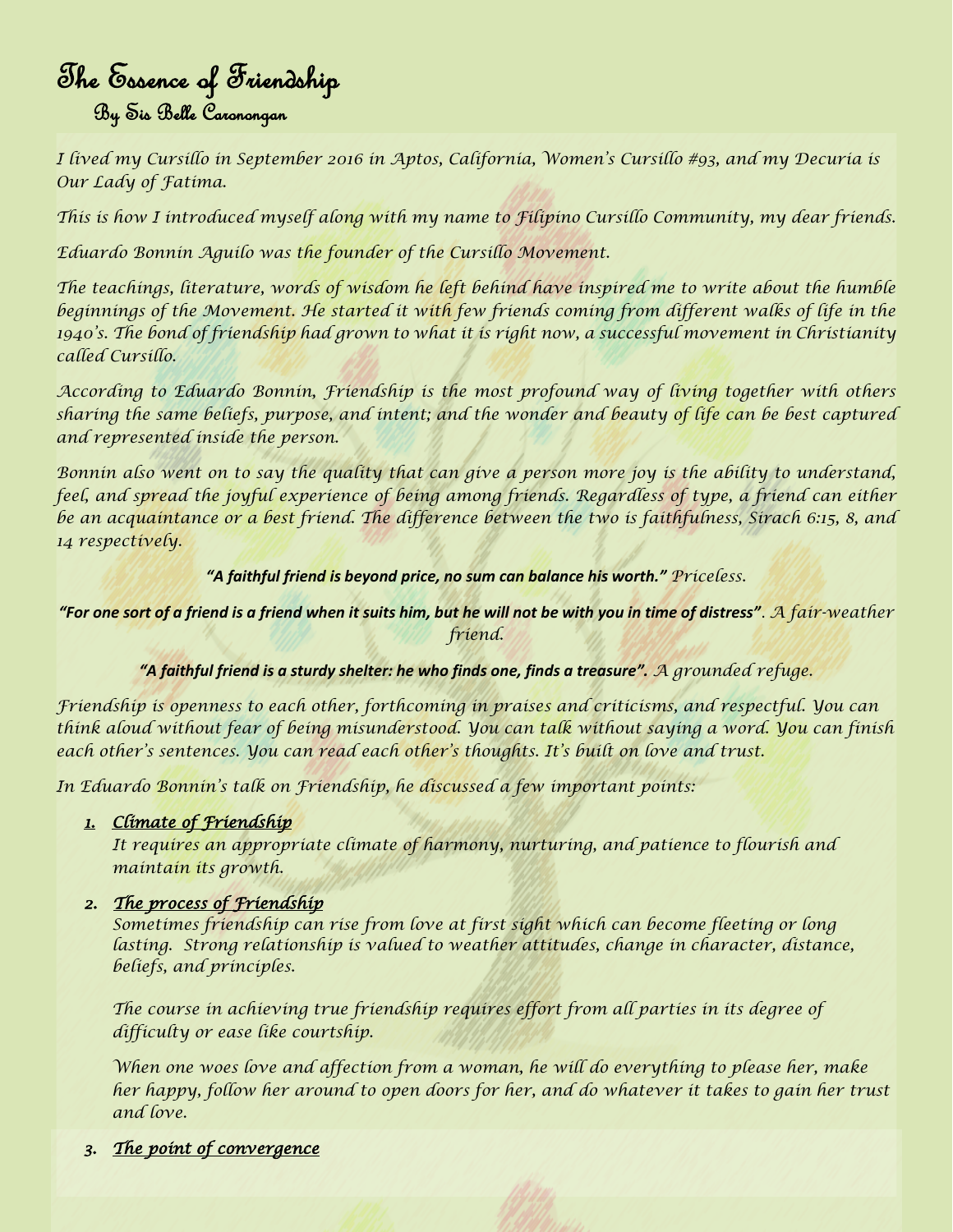# The Essence of Friendship

## By Sis Belle Caronongan

*I lived my Cursillo in September 2016 in Aptos, California, Women's Cursillo #93, and my Decuria is Our Lady of Fatima.*

*This is how I introduced myself along with my name to Filipino Cursillo Community, my dear friends.*

*Eduardo Bonnin Aguilo was the founder of the Cursillo Movement.*

*The teachings, literature, words of wisdom he left behind have inspired me to write about the humble beginnings of the Movement. He started it with few friends coming from different walks of life in the 1940's. The bond of friendship had grown to what it is right now, a successful movement in Christianity called Cursillo.*

*According to Eduardo Bonnin, Friendship is the most profound way of living together with others sharing the same beliefs, purpose, and intent; and the wonder and beauty of life can be best captured and represented inside the person.*

*Bonnin also went on to say the quality that can give a person more joy is the ability to understand, feel, and spread the joyful experience of being among friends. Regardless of type, a friend can either be an acquaintance or a best friend. The difference between the two is faithfulness, Sirach 6:15, 8, and 14 respectively.*

***"A faithful friend is beyond price, no sum can balance his worth."*** *Priceless.*

***"For one sort of a friend is a friend when it suits him, but he will not be with you in time of distress"****. A fair-weather friend.*

***"A faithful friend is a sturdy shelter: he who finds one, finds a treasure".*** *A grounded refuge.*

*Friendship is openness to each other, forthcoming in praises and criticisms, and respectful. You can think aloud without fear of being misunderstood. You can talk without saying a word. You can finish each other's sentences. You can read each other's thoughts. It's built on love and trust.*

*In Eduardo Bonnin's talk on Friendship, he discussed a few important points:*

1. ***Climate of Friendship***
   *It requires an appropriate climate of harmony, nurturing, and patience to flourish and maintain its growth.*

2. ***The process of Friendship***
   *Sometimes friendship can rise from love at first sight which can become fleeting or long lasting. Strong relationship is valued to weather attitudes, change in character, distance, beliefs, and principles.*

   *The course in achieving true friendship requires effort from all parties in its degree of difficulty or ease like courtship.*

   *When one woes love and affection from a woman, he will do everything to please her, make her happy, follow her around to open doors for her, and do whatever it takes to gain her trust and love.*

3. ***The point of convergence***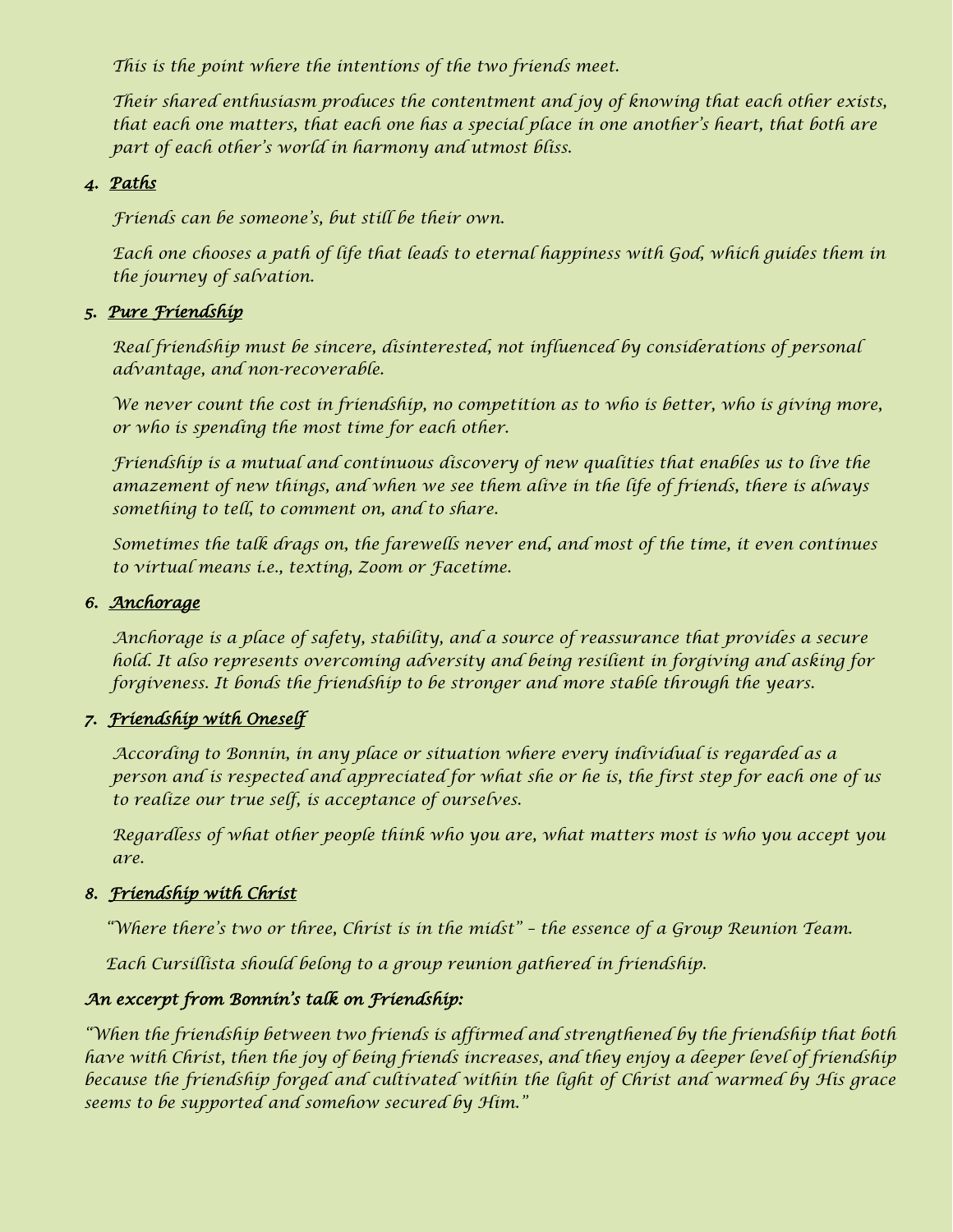This is the point where the intentions of the two friends meet.

Their shared enthusiasm produces the contentment and joy of knowing that each other exists, that each one matters, that each one has a special place in one another's heart, that both are part of each other's world in harmony and utmost bliss.

4. ***Paths***

Friends can be someone's, but still be their own.

Each one chooses a path of life that leads to eternal happiness with God, which guides them in the journey of salvation.

5. ***Pure Friendship***

Real friendship must be sincere, disinterested, not influenced by considerations of personal advantage, and non-recoverable.

We never count the cost in friendship, no competition as to who is better, who is giving more, or who is spending the most time for each other.

Friendship is a mutual and continuous discovery of new qualities that enables us to live the amazement of new things, and when we see them alive in the life of friends, there is always something to tell, to comment on, and to share.

Sometimes the talk drags on, the farewells never end, and most of the time, it even continues to virtual means i.e., texting, Zoom or Facetime.

6. ***Anchorage***

Anchorage is a place of safety, stability, and a source of reassurance that provides a secure hold. It also represents overcoming adversity and being resilient in forgiving and asking for forgiveness. It bonds the friendship to be stronger and more stable through the years.

7. ***Friendship with Oneself***

According to Bonnin, in any place or situation where every individual is regarded as a person and is respected and appreciated for what she or he is, the first step for each one of us to realize our true self, is acceptance of ourselves.

Regardless of what other people think who you are, what matters most is who you accept you are.

8. ***Friendship with Christ***

"Where there's two or three, Christ is in the midst" – the essence of a Group Reunion Team.

Each Cursillista should belong to a group reunion gathered in friendship.

***An excerpt from Bonnin's talk on Friendship:***

"When the friendship between two friends is affirmed and strengthened by the friendship that both have with Christ, then the joy of being friends increases, and they enjoy a deeper level of friendship because the friendship forged and cultivated within the light of Christ and warmed by His grace seems to be supported and somehow secured by Him."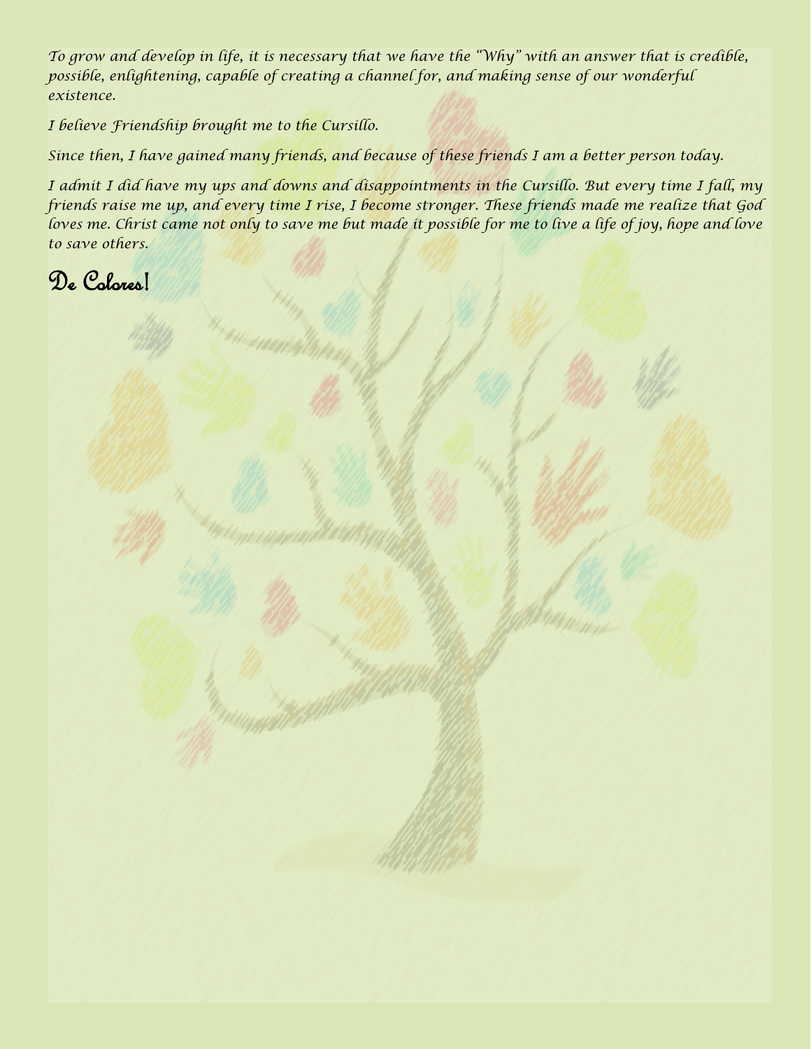*To grow and develop in life, it is necessary that we have the "Why" with an answer that is credible, possible, enlightening, capable of creating a channel for, and making sense of our wonderful existence.*

*I believe Friendship brought me to the Cursillo.*

*Since then, I have gained many friends, and because of these friends I am a better person today.*

*I admit I did have my ups and downs and disappointments in the Cursillo. But every time I fall, my friends raise me up, and every time I rise, I become stronger. These friends made me realize that God loves me. Christ came not only to save me but made it possible for me to live a life of joy, hope and love to save others.*

**De Colores!**